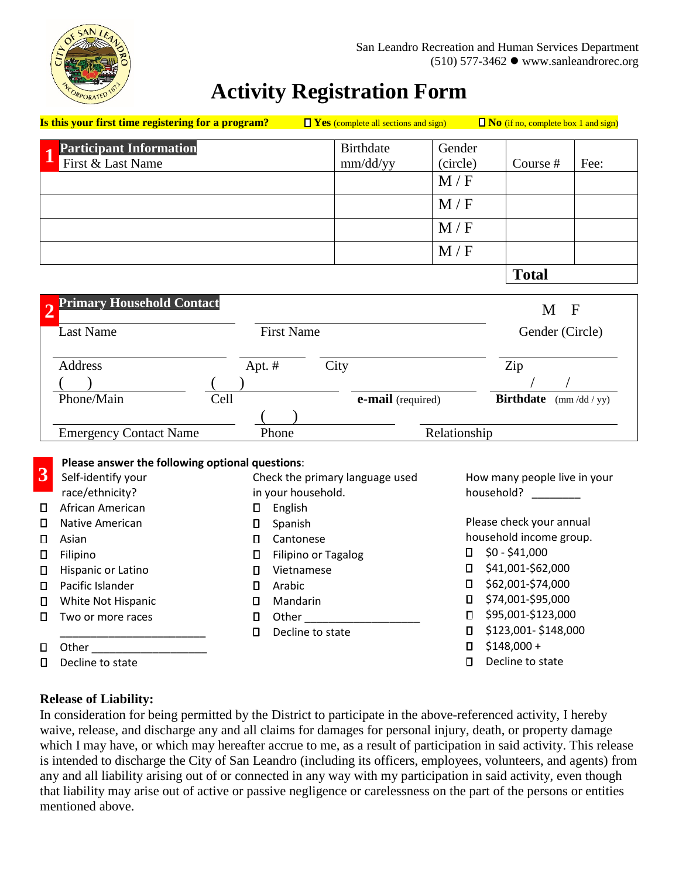San Leandro Recreation and Human Services Department
(510) 577-3462 ● www.sanleandrorec.org

# Activity Registration Form

**Is this your first time registering for a program?** ☐ **Yes** (complete all sections and sign) ☐ **No** (if no, complete box 1 and sign)

## 1 Participant Information

| First & Last Name | Birthdate mm/dd/yy | Gender (circle) | Course # | Fee: |
|---|---|---|---|---|
| | | M / F | | |
| | | M / F | | |
| | | M / F | | |
| | | M / F | | |
| | | | **Total** | |

## 2 Primary Household Contact

Last Name ____________ First Name ____________ Gender (Circle) M F

Address ____________ Apt. # ______ City ____________ Zip ______

Phone/Main ( ) ______ Cell ( ) ______ **e-mail** (required) ____________ **Birthdate** (mm /dd / yy) ___ / ___ / ___

Emergency Contact Name ____________ Phone ( ) ______ Relationship ____________

## 3 Please answer the following optional questions:

Self-identify your race/ethnicity?

- ☐ African American
- ☐ Native American
- ☐ Asian
- ☐ Filipino
- ☐ Hispanic or Latino
- ☐ Pacific Islander
- ☐ White Not Hispanic
- ☐ Two or more races ________________________
- ☐ Other ___________________
- ☐ Decline to state

Check the primary language used in your household.

- ☐ English
- ☐ Spanish
- ☐ Cantonese
- ☐ Filipino or Tagalog
- ☐ Vietnamese
- ☐ Arabic
- ☐ Mandarin
- ☐ Other ___________________
- ☐ Decline to state

How many people live in your household? ________

Please check your annual household income group.

- ☐ $0 - $41,000
- ☐ $41,001-$62,000
- ☐ $62,001-$74,000
- ☐ $74,001-$95,000
- ☐ $95,001-$123,000
- ☐ $123,001- $148,000
- ☐ $148,000 +
- ☐ Decline to state

**Release of Liability:**

In consideration for being permitted by the District to participate in the above-referenced activity, I hereby waive, release, and discharge any and all claims for damages for personal injury, death, or property damage which I may have, or which may hereafter accrue to me, as a result of participation in said activity. This release is intended to discharge the City of San Leandro (including its officers, employees, volunteers, and agents) from any and all liability arising out of or connected in any way with my participation in said activity, even though that liability may arise out of active or passive negligence or carelessness on the part of the persons or entities mentioned above.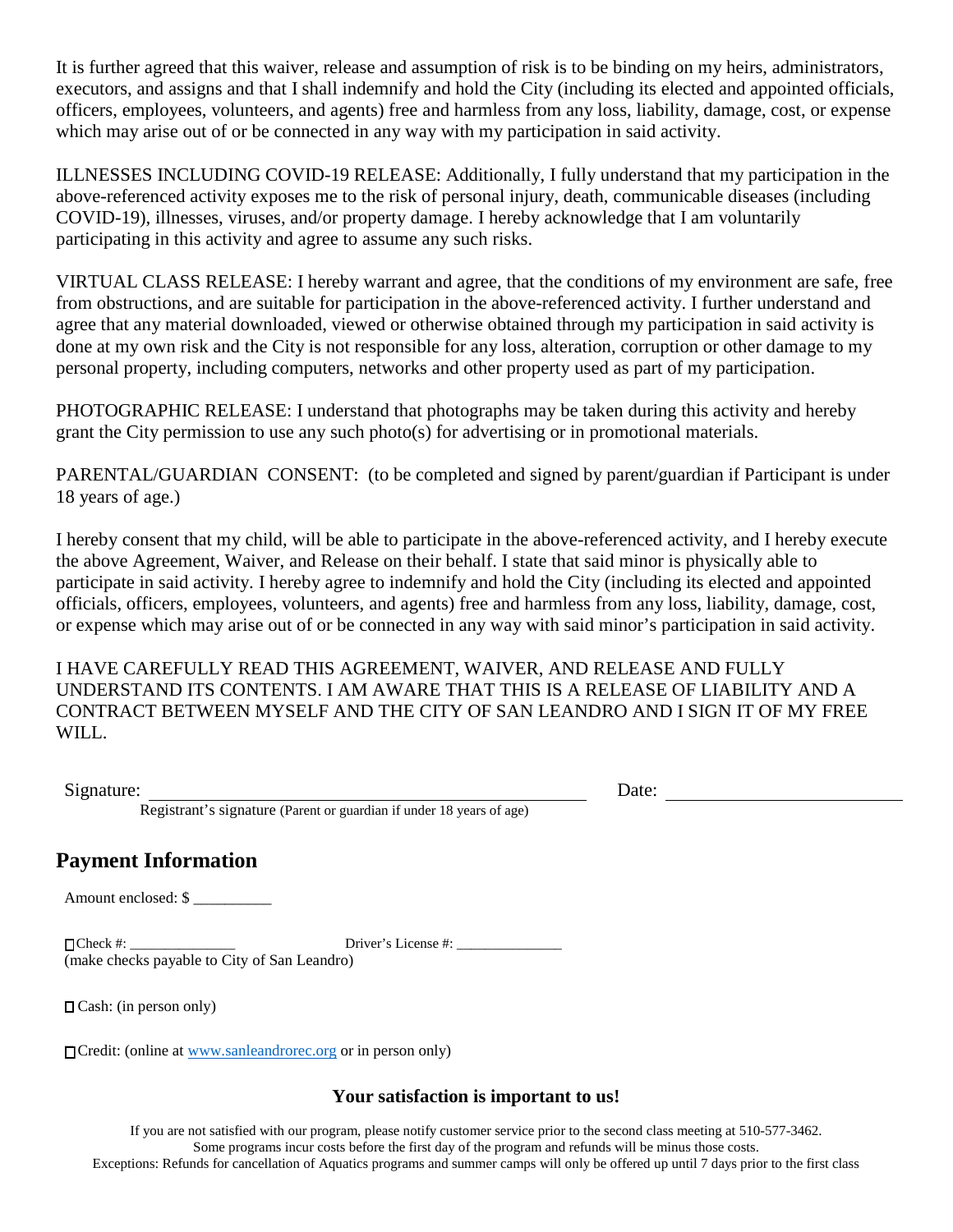It is further agreed that this waiver, release and assumption of risk is to be binding on my heirs, administrators, executors, and assigns and that I shall indemnify and hold the City (including its elected and appointed officials, officers, employees, volunteers, and agents) free and harmless from any loss, liability, damage, cost, or expense which may arise out of or be connected in any way with my participation in said activity.

ILLNESSES INCLUDING COVID-19 RELEASE: Additionally, I fully understand that my participation in the above-referenced activity exposes me to the risk of personal injury, death, communicable diseases (including COVID-19), illnesses, viruses, and/or property damage. I hereby acknowledge that I am voluntarily participating in this activity and agree to assume any such risks.

VIRTUAL CLASS RELEASE: I hereby warrant and agree, that the conditions of my environment are safe, free from obstructions, and are suitable for participation in the above-referenced activity. I further understand and agree that any material downloaded, viewed or otherwise obtained through my participation in said activity is done at my own risk and the City is not responsible for any loss, alteration, corruption or other damage to my personal property, including computers, networks and other property used as part of my participation.

PHOTOGRAPHIC RELEASE: I understand that photographs may be taken during this activity and hereby grant the City permission to use any such photo(s) for advertising or in promotional materials.

PARENTAL/GUARDIAN CONSENT: (to be completed and signed by parent/guardian if Participant is under 18 years of age.)

I hereby consent that my child, will be able to participate in the above-referenced activity, and I hereby execute the above Agreement, Waiver, and Release on their behalf. I state that said minor is physically able to participate in said activity. I hereby agree to indemnify and hold the City (including its elected and appointed officials, officers, employees, volunteers, and agents) free and harmless from any loss, liability, damage, cost, or expense which may arise out of or be connected in any way with said minor's participation in said activity.

I HAVE CAREFULLY READ THIS AGREEMENT, WAIVER, AND RELEASE AND FULLY UNDERSTAND ITS CONTENTS. I AM AWARE THAT THIS IS A RELEASE OF LIABILITY AND A CONTRACT BETWEEN MYSELF AND THE CITY OF SAN LEANDRO AND I SIGN IT OF MY FREE WILL.

Signature: ______________________________________________ Date: ________________________

Registrant's signature (Parent or guardian if under 18 years of age)

## Payment Information

Amount enclosed: $ __________

☐ Check #: ______________ Driver's License #: ______________
(make checks payable to City of San Leandro)

☐ Cash: (in person only)

☐ Credit: (online at www.sanleandrorec.org or in person only)

**Your satisfaction is important to us!**

If you are not satisfied with our program, please notify customer service prior to the second class meeting at 510-577-3462.
Some programs incur costs before the first day of the program and refunds will be minus those costs.
Exceptions: Refunds for cancellation of Aquatics programs and summer camps will only be offered up until 7 days prior to the first class